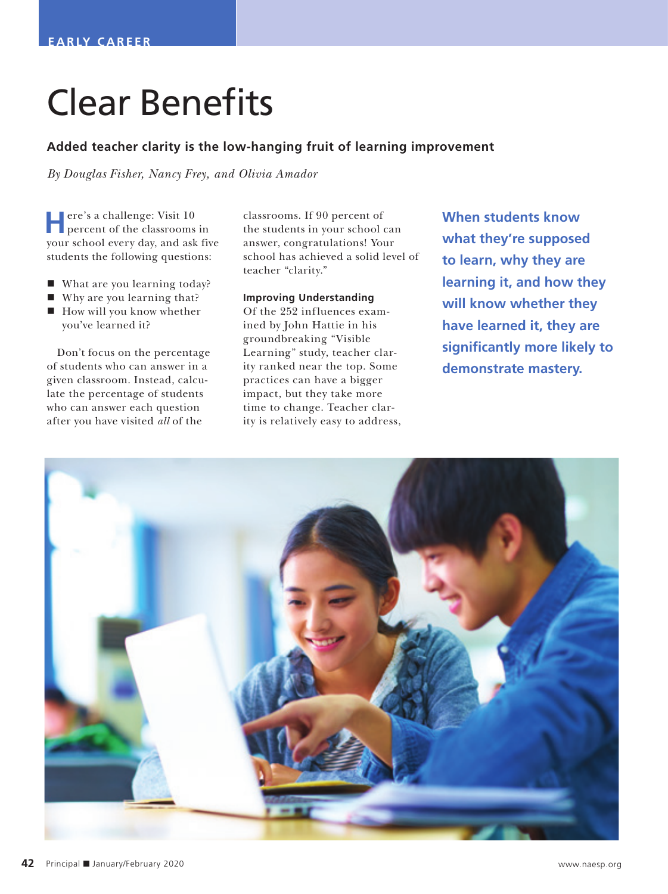EARLY CAREER

# Clear Benefits

**Added teacher clarity is the low-hanging fruit of learning improvement**

*By Douglas Fisher, Nancy Frey, and Olivia Amador*

Here's a challenge: Visit 10 percent of the classrooms in your school every day, and ask five students the following questions:

- What are you learning today?
- Why are you learning that?
- How will you know whether you've learned it?

Don't focus on the percentage of students who can answer in a given classroom. Instead, calculate the percentage of students who can answer each question after you have visited *all* of the classrooms. If 90 percent of the students in your school can answer, congratulations! Your school has achieved a solid level of teacher "clarity."

**When students know what they're supposed to learn, why they are learning it, and how they will know whether they have learned it, they are significantly more likely to demonstrate mastery.**

### Improving Understanding

Of the 252 influences examined by John Hattie in his groundbreaking "Visible Learning" study, teacher clarity ranked near the top. Some practices can have a bigger impact, but they take more time to change. Teacher clarity is relatively easy to address,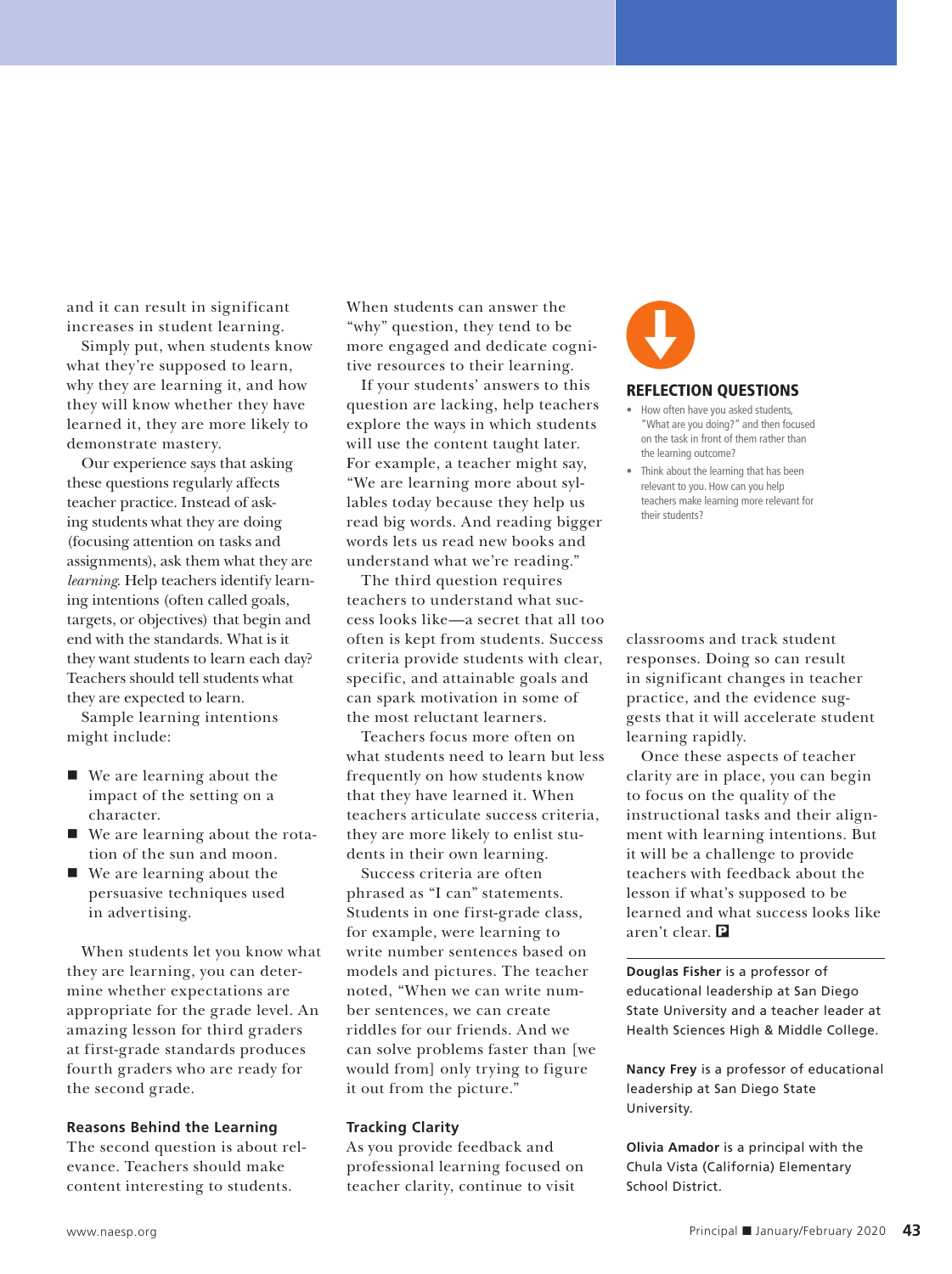and it can result in significant increases in student learning.

Simply put, when students know what they're supposed to learn, why they are learning it, and how they will know whether they have learned it, they are more likely to demonstrate mastery.

Our experience says that asking these questions regularly affects teacher practice. Instead of asking students what they are doing (focusing attention on tasks and assignments), ask them what they are *learning*. Help teachers identify learning intentions (often called goals, targets, or objectives) that begin and end with the standards. What is it they want students to learn each day? Teachers should tell students what they are expected to learn.

Sample learning intentions might include:

- We are learning about the impact of the setting on a character.
- We are learning about the rotation of the sun and moon.
- We are learning about the persuasive techniques used in advertising.

When students let you know what they are learning, you can determine whether expectations are appropriate for the grade level. An amazing lesson for third graders at first-grade standards produces fourth graders who are ready for the second grade.

### Reasons Behind the Learning

The second question is about relevance. Teachers should make content interesting to students. When students can answer the "why" question, they tend to be more engaged and dedicate cognitive resources to their learning.

If your students' answers to this question are lacking, help teachers explore the ways in which students will use the content taught later. For example, a teacher might say, "We are learning more about syllables today because they help us read big words. And reading bigger words lets us read new books and understand what we're reading."

The third question requires teachers to understand what success looks like—a secret that all too often is kept from students. Success criteria provide students with clear, specific, and attainable goals and can spark motivation in some of the most reluctant learners.

Teachers focus more often on what students need to learn but less frequently on how students know that they have learned it. When teachers articulate success criteria, they are more likely to enlist students in their own learning.

Success criteria are often phrased as "I can" statements. Students in one first-grade class, for example, were learning to write number sentences based on models and pictures. The teacher noted, "When we can write number sentences, we can create riddles for our friends. And we can solve problems faster than [we would from] only trying to figure it out from the picture."

### Tracking Clarity

As you provide feedback and professional learning focused on teacher clarity, continue to visit classrooms and track student responses. Doing so can result in significant changes in teacher practice, and the evidence suggests that it will accelerate student learning rapidly.

Once these aspects of teacher clarity are in place, you can begin to focus on the quality of the instructional tasks and their alignment with learning intentions. But it will be a challenge to provide teachers with feedback about the lesson if what's supposed to be learned and what success looks like aren't clear.

### REFLECTION QUESTIONS

- How often have you asked students, "What are you doing?" and then focused on the task in front of them rather than the learning outcome?
- Think about the learning that has been relevant to you. How can you help teachers make learning more relevant for their students?

---

**Douglas Fisher** is a professor of educational leadership at San Diego State University and a teacher leader at Health Sciences High & Middle College.

**Nancy Frey** is a professor of educational leadership at San Diego State University.

**Olivia Amador** is a principal with the Chula Vista (California) Elementary School District.